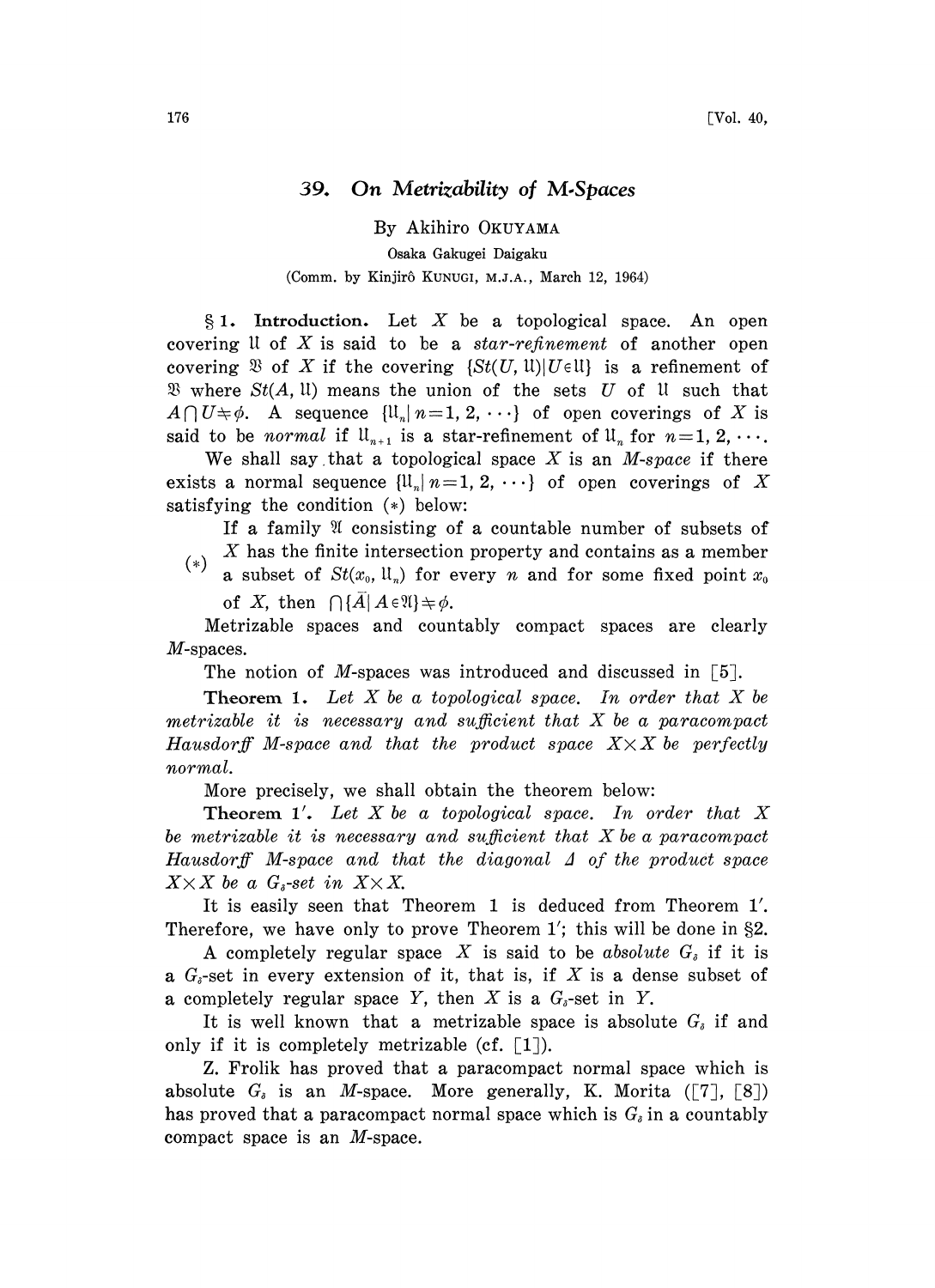# 39. On Metrizability of M-Spaces

By Akihiro OKUYAMA

Osaka Gakugei Daigaku

(Comm. by Kinjirô KUNUGI, M.J.A., March 12, 1964)

§ 1. **Introduction.** Let $X$ be a topological space. An open covering $\mathfrak{U}$ of $X$ is said to be a *star-refinement* of another open covering $\mathfrak{V}$ of $X$ if the covering $\{St(U, \mathfrak{U}) | U \in \mathfrak{U}\}$ is a refinement of $\mathfrak{V}$ where $St(A, \mathfrak{U})$ means the union of the sets $U$ of $\mathfrak{U}$ such that $A \cap U \neq \phi$. A sequence $\{\mathfrak{U}_n | n=1, 2, \cdots\}$ of open coverings of $X$ is said to be *normal* if $\mathfrak{U}_{n+1}$ is a star-refinement of $\mathfrak{U}_n$ for $n=1, 2, \cdots$.

We shall say that a topological space $X$ is an *M-space* if there exists a normal sequence $\{\mathfrak{U}_n | n=1, 2, \cdots\}$ of open coverings of $X$ satisfying the condition (\*) below:

(\*) If a family $\mathfrak{A}$ consisting of a countable number of subsets of $X$ has the finite intersection property and contains as a member a subset of $St(x_0, \mathfrak{U}_n)$ for every $n$ and for some fixed point $x_0$ of $X$, then $\bigcap \{\bar{A} | A \in \mathfrak{A}\} \neq \phi$.

Metrizable spaces and countably compact spaces are clearly $M$-spaces.

The notion of $M$-spaces was introduced and discussed in [5].

**Theorem 1.** *Let $X$ be a topological space. In order that $X$ be metrizable it is necessary and sufficient that $X$ be a paracompact Hausdorff M-space and that the product space $X \times X$ be perfectly normal.*

More precisely, we shall obtain the theorem below:

**Theorem 1′.** *Let $X$ be a topological space. In order that $X$ be metrizable it is necessary and sufficient that $X$ be a paracompact Hausdorff M-space and that the diagonal $\Delta$ of the product space $X \times X$ be a $G_\delta$-set in $X \times X$.*

It is easily seen that Theorem 1 is deduced from Theorem 1′. Therefore, we have only to prove Theorem 1′; this will be done in §2.

A completely regular space $X$ is said to be *absolute* $G_\delta$ if it is a $G_\delta$-set in every extension of it, that is, if $X$ is a dense subset of a completely regular space $Y$, then $X$ is a $G_\delta$-set in $Y$.

It is well known that a metrizable space is absolute $G_\delta$ if and only if it is completely metrizable (cf. [1]).

Z. Frolik has proved that a paracompact normal space which is absolute $G_\delta$ is an $M$-space. More generally, K. Morita ([7], [8]) has proved that a paracompact normal space which is $G_\delta$ in a countably compact space is an $M$-space.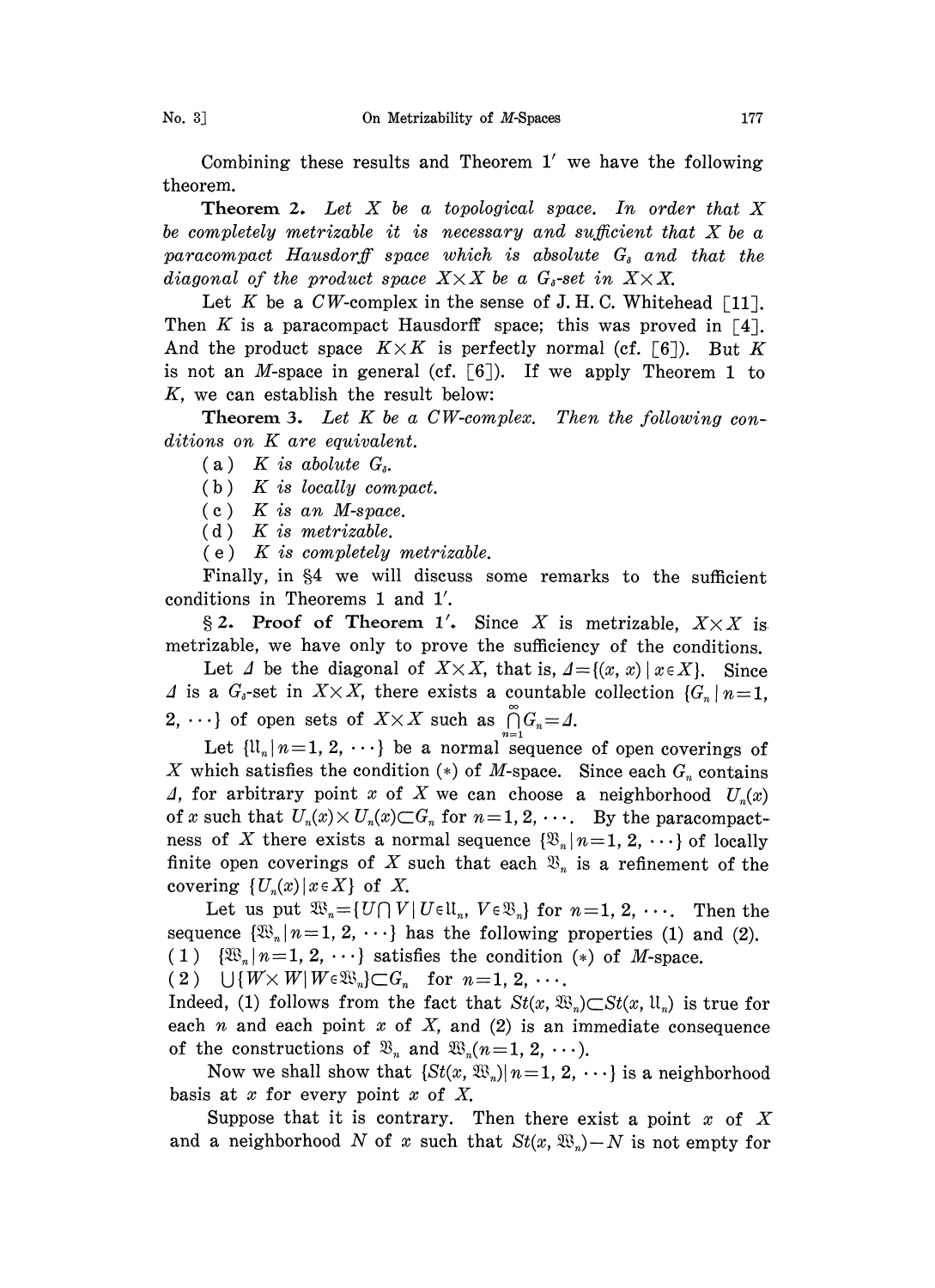Combining these results and Theorem 1′ we have the following theorem.

**Theorem 2.** *Let $X$ be a topological space. In order that $X$ be completely metrizable it is necessary and sufficient that $X$ be a paracompact Hausdorff space which is absolute $G_\delta$ and that the diagonal of the product space $X\times X$ be a $G_\delta$-set in $X\times X$.*

Let $K$ be a $CW$-complex in the sense of J. H. C. Whitehead [11]. Then $K$ is a paracompact Hausdorff space; this was proved in [4]. And the product space $K\times K$ is perfectly normal (cf. [6]). But $K$ is not an $M$-space in general (cf. [6]). If we apply Theorem 1 to $K$, we can establish the result below:

**Theorem 3.** *Let $K$ be a $CW$-complex. Then the following conditions on $K$ are equivalent.*

(a) *$K$ is abolute $G_\delta$.*

(b) *$K$ is locally compact.*

(c) *$K$ is an $M$-space.*

(d) *$K$ is metrizable.*

(e) *$K$ is completely metrizable.*

Finally, in §4 we will discuss some remarks to the sufficient conditions in Theorems 1 and 1′.

**§2. Proof of Theorem 1′.** Since $X$ is metrizable, $X\times X$ is metrizable, we have only to prove the sufficiency of the conditions.

Let $\Delta$ be the diagonal of $X\times X$, that is, $\Delta=\{(x, x)\mid x\in X\}$. Since $\Delta$ is a $G_\delta$-set in $X\times X$, there exists a countable collection $\{G_n\mid n=1, 2, \cdots\}$ of open sets of $X\times X$ such as $\bigcap_{n=1}^{\infty} G_n=\Delta$.

Let $\{\mathfrak{U}_n\mid n=1, 2, \cdots\}$ be a normal sequence of open coverings of $X$ which satisfies the condition (*) of $M$-space. Since each $G_n$ contains $\Delta$, for arbitrary point $x$ of $X$ we can choose a neighborhood $U_n(x)$ of $x$ such that $U_n(x)\times U_n(x)\subset G_n$ for $n=1, 2, \cdots$. By the paracompactness of $X$ there exists a normal sequence $\{\mathfrak{V}_n\mid n=1, 2, \cdots\}$ of locally finite open coverings of $X$ such that each $\mathfrak{V}_n$ is a refinement of the covering $\{U_n(x)\mid x\in X\}$ of $X$.

Let us put $\mathfrak{W}_n=\{U\cap V\mid U\in\mathfrak{U}_n,\ V\in\mathfrak{V}_n\}$ for $n=1, 2, \cdots$. Then the sequence $\{\mathfrak{W}_n\mid n=1, 2, \cdots\}$ has the following properties (1) and (2).

(1) $\{\mathfrak{W}_n\mid n=1, 2, \cdots\}$ satisfies the condition (*) of $M$-space.

(2) $\bigcup\{W\times W\mid W\in\mathfrak{W}_n\}\subset G_n$ for $n=1, 2, \cdots$.

Indeed, (1) follows from the fact that $St(x, \mathfrak{W}_n)\subset St(x, \mathfrak{U}_n)$ is true for each $n$ and each point $x$ of $X$, and (2) is an immediate consequence of the constructions of $\mathfrak{V}_n$ and $\mathfrak{W}_n (n=1, 2, \cdots)$.

Now we shall show that $\{St(x, \mathfrak{W}_n)\mid n=1, 2, \cdots\}$ is a neighborhood basis at $x$ for every point $x$ of $X$.

Suppose that it is contrary. Then there exist a point $x$ of $X$ and a neighborhood $N$ of $x$ such that $St(x, \mathfrak{W}_n)-N$ is not empty for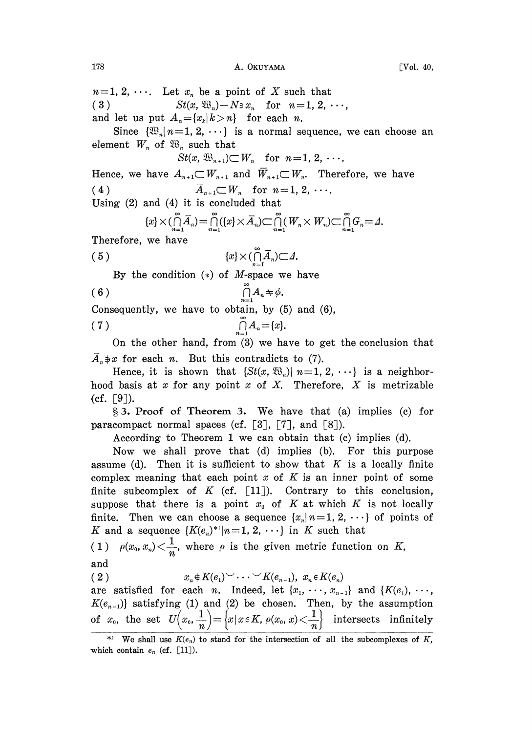$n=1, 2, \cdots$. Let $x_n$ be a point of $X$ such that

(3) $\qquad St(x, \mathfrak{W}_n) - N \ni x_n$ for $n=1, 2, \cdots$,

and let us put $A_n = \{x_k | k > n\}$ for each $n$.

Since $\{\mathfrak{W}_n | n=1, 2, \cdots\}$ is a normal sequence, we can choose an element $W_n$ of $\mathfrak{W}_n$ such that

$$St(x, \mathfrak{W}_{n+1}) \subset W_n \quad \text{for } n=1, 2, \cdots.$$

Hence, we have $A_{n+1} \subset W_{n+1}$ and $\bar{W}_{n+1} \subset W_n$. Therefore, we have

(4) $\qquad \bar{A}_{n+1} \subset W_n$ for $n=1, 2, \cdots$.

Using (2) and (4) it is concluded that

$$\{x\} \times (\bigcap_{n=1}^{\infty} \bar{A}_n) = \bigcap_{n=1}^{\infty} (\{x\} \times \bar{A}_n) \subset \bigcap_{n=1}^{\infty} (W_n \times W_n) \subset \bigcap_{n=1}^{\infty} G_n = \Delta.$$

Therefore, we have

(5) $$\{x\} \times (\bigcap_{n=1}^{\infty} \bar{A}_n) \subset \Delta.$$

By the condition $(*)$ of $M$-space we have

(6) $$\bigcap_{n=1}^{\infty} A_n \neq \phi.$$

Consequently, we have to obtain, by (5) and (6),

(7) $$\bigcap_{n=1}^{\infty} A_n = \{x\}.$$

On the other hand, from (3) we have to get the conclusion that $\bar{A}_n \not\ni x$ for each $n$. But this contradicts to (7).

Hence, it is shown that $\{St(x, \mathfrak{W}_n) | n=1, 2, \cdots\}$ is a neighborhood basis at $x$ for any point $x$ of $X$. Therefore, $X$ is metrizable (cf. [9]).

**§ 3. Proof of Theorem 3.** We have that (a) implies (c) for paracompact normal spaces (cf. [3], [7], and [8]).

According to Theorem 1 we can obtain that (c) implies (d).

Now we shall prove that (d) implies (b). For this purpose assume (d). Then it is sufficient to show that $K$ is a locally finite complex meaning that each point $x$ of $K$ is an inner point of some finite subcomplex of $K$ (cf. [11]). Contrary to this conclusion, suppose that there is a point $x_0$ of $K$ at which $K$ is not locally finite. Then we can choose a sequence $\{x_n | n=1, 2, \cdots\}$ of points of $K$ and a sequence $\{K(e_n)^{*)} | n=1, 2, \cdots\}$ in $K$ such that

(1) $\rho(x_0, x_n) < \frac{1}{n}$, where $\rho$ is the given metric function on $K$,

and

(2) $\qquad x_n \notin K(e_1) \cup \cdots \cup K(e_{n-1}),\ x_n \in K(e_n)$

are satisfied for each $n$. Indeed, let $\{x_1, \cdots, x_{n-1}\}$ and $\{K(e_1), \cdots, K(e_{n-1})\}$ satisfying (1) and (2) be chosen. Then, by the assumption of $x_0$, the set $U\left(x_0, \frac{1}{n}\right) = \left\{x \,|\, x \in K, \rho(x_0, x) < \frac{1}{n}\right\}$ intersects infinitely

*) We shall use $K(e_n)$ to stand for the intersection of all the subcomplexes of $K$, which contain $e_n$ (cf. [11]).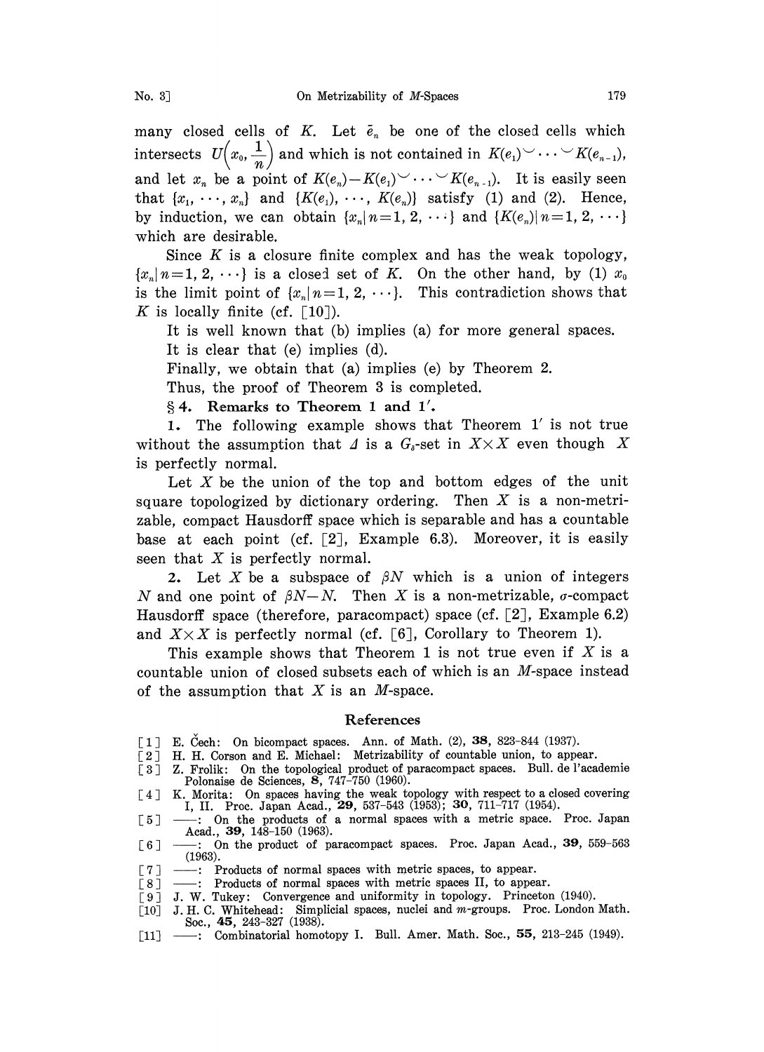many closed cells of $K$. Let $\bar{e}_n$ be one of the closed cells which intersects $U\left(x_0, \frac{1}{n}\right)$ and which is not contained in $K(e_1) \cup \cdots \cup K(e_{n-1})$, and let $x_n$ be a point of $K(e_n) - K(e_1) \cup \cdots \cup K(e_{n-1})$. It is easily seen that $\{x_1, \cdots, x_n\}$ and $\{K(e_1), \cdots, K(e_n)\}$ satisfy (1) and (2). Hence, by induction, we can obtain $\{x_n | n=1, 2, \cdots\}$ and $\{K(e_n) | n=1, 2, \cdots\}$ which are desirable.

Since $K$ is a closure finite complex and has the weak topology, $\{x_n | n=1, 2, \cdots\}$ is a closed set of $K$. On the other hand, by (1) $x_0$ is the limit point of $\{x_n | n=1, 2, \cdots\}$. This contradiction shows that $K$ is locally finite (cf. [10]).

It is well known that (b) implies (a) for more general spaces.

It is clear that (e) implies (d).

Finally, we obtain that (a) implies (e) by Theorem 2.

Thus, the proof of Theorem 3 is completed.

## § 4. Remarks to Theorem 1 and 1′.

1. The following example shows that Theorem 1′ is not true without the assumption that $\Delta$ is a $G_\delta$-set in $X \times X$ even though $X$ is perfectly normal.

Let $X$ be the union of the top and bottom edges of the unit square topologized by dictionary ordering. Then $X$ is a non-metrizable, compact Hausdorff space which is separable and has a countable base at each point (cf. [2], Example 6.3). Moreover, it is easily seen that $X$ is perfectly normal.

2. Let $X$ be a subspace of $\beta N$ which is a union of integers $N$ and one point of $\beta N - N$. Then $X$ is a non-metrizable, $\sigma$-compact Hausdorff space (therefore, paracompact) space (cf. [2], Example 6.2) and $X \times X$ is perfectly normal (cf. [6], Corollary to Theorem 1).

This example shows that Theorem 1 is not true even if $X$ is a countable union of closed subsets each of which is an $M$-space instead of the assumption that $X$ is an $M$-space.

## References

[1] E. Čech: On bicompact spaces. Ann. of Math. (2), **38**, 823-844 (1937).

[2] H. H. Corson and E. Michael: Metrizability of countable union, to appear.

[3] Z. Frolík: On the topological product of paracompact spaces. Bull. de l'academie Polonaise de Sciences, **8**, 747-750 (1960).

[4] K. Morita: On spaces having the weak topology with respect to a closed covering I, II. Proc. Japan Acad., **29**, 537-543 (1953); **30**, 711-717 (1954).

[5] ——: On the products of a normal spaces with a metric space. Proc. Japan Acad., **39**, 148-150 (1963).

[6] ——: On the product of paracompact spaces. Proc. Japan Acad., **39**, 559-563 (1963).

[7] ——: Products of normal spaces with metric spaces, to appear.

[8] ——: Products of normal spaces with metric spaces II, to appear.

[9] J. W. Tukey: Convergence and uniformity in topology. Princeton (1940).

[10] J. H. C. Whitehead: Simplicial spaces, nuclei and $m$-groups. Proc. London Math. Soc., **45**, 243-327 (1938).

[11] ——: Combinatorial homotopy I. Bull. Amer. Math. Soc., **55**, 213-245 (1949).